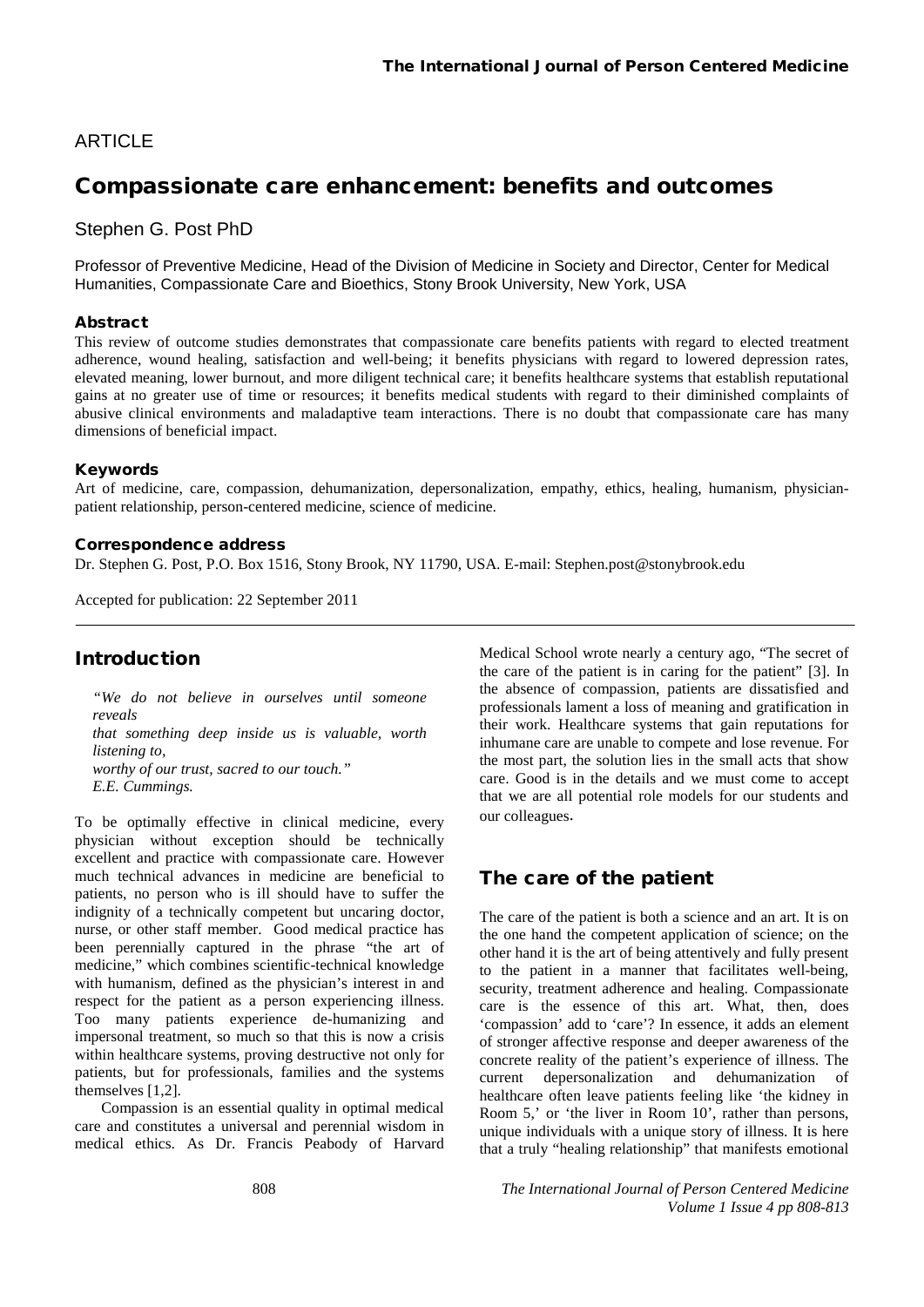ARTICLE

# Compassionate care enhancement: benefits and outcomes

Stephen G. Post PhD

Professor of Preventive Medicine, Head of the Division of Medicine in Society and Director, Center for Medical Humanities, Compassionate Care and Bioethics, Stony Brook University, New York, USA

### Abstract

This review of outcome studies demonstrates that compassionate care benefits patients with regard to elected treatment adherence, wound healing, satisfaction and well-being; it benefits physicians with regard to lowered depression rates, elevated meaning, lower burnout, and more diligent technical care; it benefits healthcare systems that establish reputational gains at no greater use of time or resources; it benefits medical students with regard to their diminished complaints of abusive clinical environments and maladaptive team interactions. There is no doubt that compassionate care has many dimensions of beneficial impact.

### Keywords

Art of medicine, care, compassion, dehumanization, depersonalization, empathy, ethics, healing, humanism, physician-patient relationship, person-centered medicine, science of medicine.

### Correspondence address

Dr. Stephen G. Post, P.O. Box 1516, Stony Brook, NY 11790, USA. E-mail: Stephen.post@stonybrook.edu

Accepted for publication: 22 September 2011

## Introduction

*"We do not believe in ourselves until someone reveals*
*that something deep inside us is valuable, worth listening to,*
*worthy of our trust, sacred to our touch."*
*E.E. Cummings.*

To be optimally effective in clinical medicine, every physician without exception should be technically excellent and practice with compassionate care. However much technical advances in medicine are beneficial to patients, no person who is ill should have to suffer the indignity of a technically competent but uncaring doctor, nurse, or other staff member. Good medical practice has been perennially captured in the phrase "the art of medicine," which combines scientific-technical knowledge with humanism, defined as the physician's interest in and respect for the patient as a person experiencing illness. Too many patients experience de-humanizing and impersonal treatment, so much so that this is now a crisis within healthcare systems, proving destructive not only for patients, but for professionals, families and the systems themselves [1,2].

Compassion is an essential quality in optimal medical care and constitutes a universal and perennial wisdom in medical ethics. As Dr. Francis Peabody of Harvard Medical School wrote nearly a century ago, "The secret of the care of the patient is in caring for the patient" [3]. In the absence of compassion, patients are dissatisfied and professionals lament a loss of meaning and gratification in their work. Healthcare systems that gain reputations for inhumane care are unable to compete and lose revenue. For the most part, the solution lies in the small acts that show care. Good is in the details and we must come to accept that we are all potential role models for our students and our colleagues.

## The care of the patient

The care of the patient is both a science and an art. It is on the one hand the competent application of science; on the other hand it is the art of being attentively and fully present to the patient in a manner that facilitates well-being, security, treatment adherence and healing. Compassionate care is the essence of this art. What, then, does 'compassion' add to 'care'? In essence, it adds an element of stronger affective response and deeper awareness of the concrete reality of the patient's experience of illness. The current depersonalization and dehumanization of healthcare often leave patients feeling like 'the kidney in Room 5,' or 'the liver in Room 10', rather than persons, unique individuals with a unique story of illness. It is here that a truly "healing relationship" that manifests emotional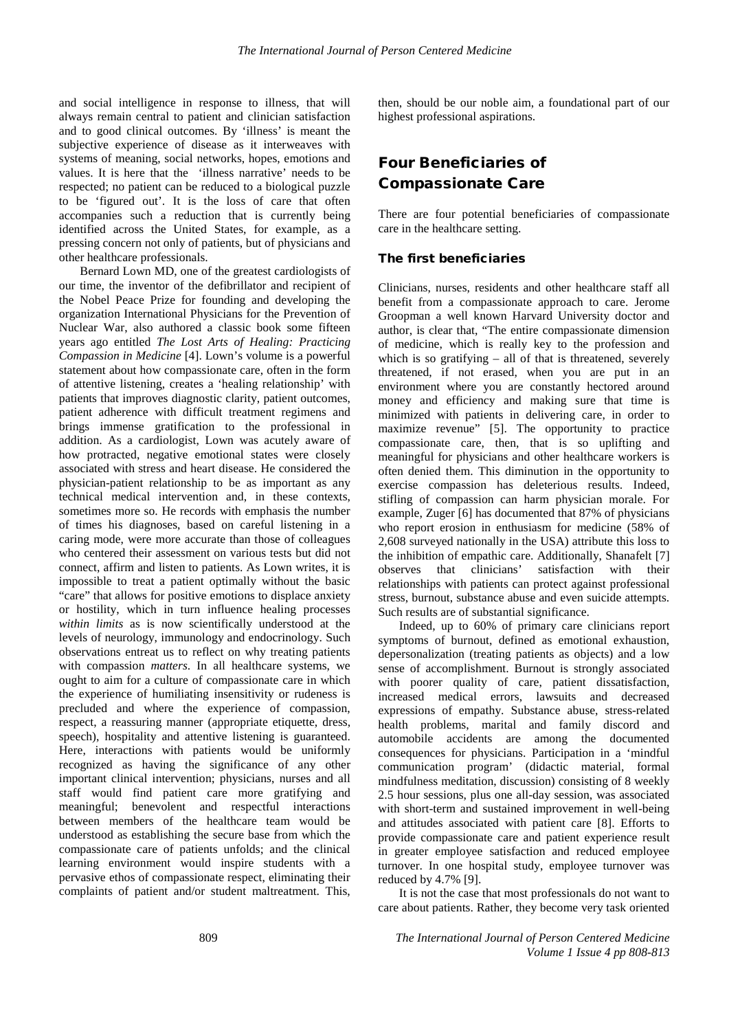and social intelligence in response to illness, that will always remain central to patient and clinician satisfaction and to good clinical outcomes. By 'illness' is meant the subjective experience of disease as it interweaves with systems of meaning, social networks, hopes, emotions and values. It is here that the 'illness narrative' needs to be respected; no patient can be reduced to a biological puzzle to be 'figured out'. It is the loss of care that often accompanies such a reduction that is currently being identified across the United States, for example, as a pressing concern not only of patients, but of physicians and other healthcare professionals.

Bernard Lown MD, one of the greatest cardiologists of our time, the inventor of the defibrillator and recipient of the Nobel Peace Prize for founding and developing the organization International Physicians for the Prevention of Nuclear War, also authored a classic book some fifteen years ago entitled *The Lost Arts of Healing: Practicing Compassion in Medicine* [4]. Lown's volume is a powerful statement about how compassionate care, often in the form of attentive listening, creates a 'healing relationship' with patients that improves diagnostic clarity, patient outcomes, patient adherence with difficult treatment regimens and brings immense gratification to the professional in addition. As a cardiologist, Lown was acutely aware of how protracted, negative emotional states were closely associated with stress and heart disease. He considered the physician-patient relationship to be as important as any technical medical intervention and, in these contexts, sometimes more so. He records with emphasis the number of times his diagnoses, based on careful listening in a caring mode, were more accurate than those of colleagues who centered their assessment on various tests but did not connect, affirm and listen to patients. As Lown writes, it is impossible to treat a patient optimally without the basic "care" that allows for positive emotions to displace anxiety or hostility, which in turn influence healing processes *within limits* as is now scientifically understood at the levels of neurology, immunology and endocrinology. Such observations entreat us to reflect on why treating patients with compassion *matters*. In all healthcare systems, we ought to aim for a culture of compassionate care in which the experience of humiliating insensitivity or rudeness is precluded and where the experience of compassion, respect, a reassuring manner (appropriate etiquette, dress, speech), hospitality and attentive listening is guaranteed. Here, interactions with patients would be uniformly recognized as having the significance of any other important clinical intervention; physicians, nurses and all staff would find patient care more gratifying and meaningful; benevolent and respectful interactions between members of the healthcare team would be understood as establishing the secure base from which the compassionate care of patients unfolds; and the clinical learning environment would inspire students with a pervasive ethos of compassionate respect, eliminating their complaints of patient and/or student maltreatment. This, then, should be our noble aim, a foundational part of our highest professional aspirations.

## Four Beneficiaries of Compassionate Care

There are four potential beneficiaries of compassionate care in the healthcare setting.

### The first beneficiaries

Clinicians, nurses, residents and other healthcare staff all benefit from a compassionate approach to care. Jerome Groopman a well known Harvard University doctor and author, is clear that, "The entire compassionate dimension of medicine, which is really key to the profession and which is so gratifying – all of that is threatened, severely threatened, if not erased, when you are put in an environment where you are constantly hectored around money and efficiency and making sure that time is minimized with patients in delivering care, in order to maximize revenue" [5]. The opportunity to practice compassionate care, then, that is so uplifting and meaningful for physicians and other healthcare workers is often denied them. This diminution in the opportunity to exercise compassion has deleterious results. Indeed, stifling of compassion can harm physician morale. For example, Zuger [6] has documented that 87% of physicians who report erosion in enthusiasm for medicine (58% of 2,608 surveyed nationally in the USA) attribute this loss to the inhibition of empathic care. Additionally, Shanafelt [7] observes that clinicians' satisfaction with their relationships with patients can protect against professional stress, burnout, substance abuse and even suicide attempts. Such results are of substantial significance.

Indeed, up to 60% of primary care clinicians report symptoms of burnout, defined as emotional exhaustion, depersonalization (treating patients as objects) and a low sense of accomplishment. Burnout is strongly associated with poorer quality of care, patient dissatisfaction, increased medical errors, lawsuits and decreased expressions of empathy. Substance abuse, stress-related health problems, marital and family discord and automobile accidents are among the documented consequences for physicians. Participation in a 'mindful communication program' (didactic material, formal mindfulness meditation, discussion) consisting of 8 weekly 2.5 hour sessions, plus one all-day session, was associated with short-term and sustained improvement in well-being and attitudes associated with patient care [8]. Efforts to provide compassionate care and patient experience result in greater employee satisfaction and reduced employee turnover. In one hospital study, employee turnover was reduced by 4.7% [9].

It is not the case that most professionals do not want to care about patients. Rather, they become very task oriented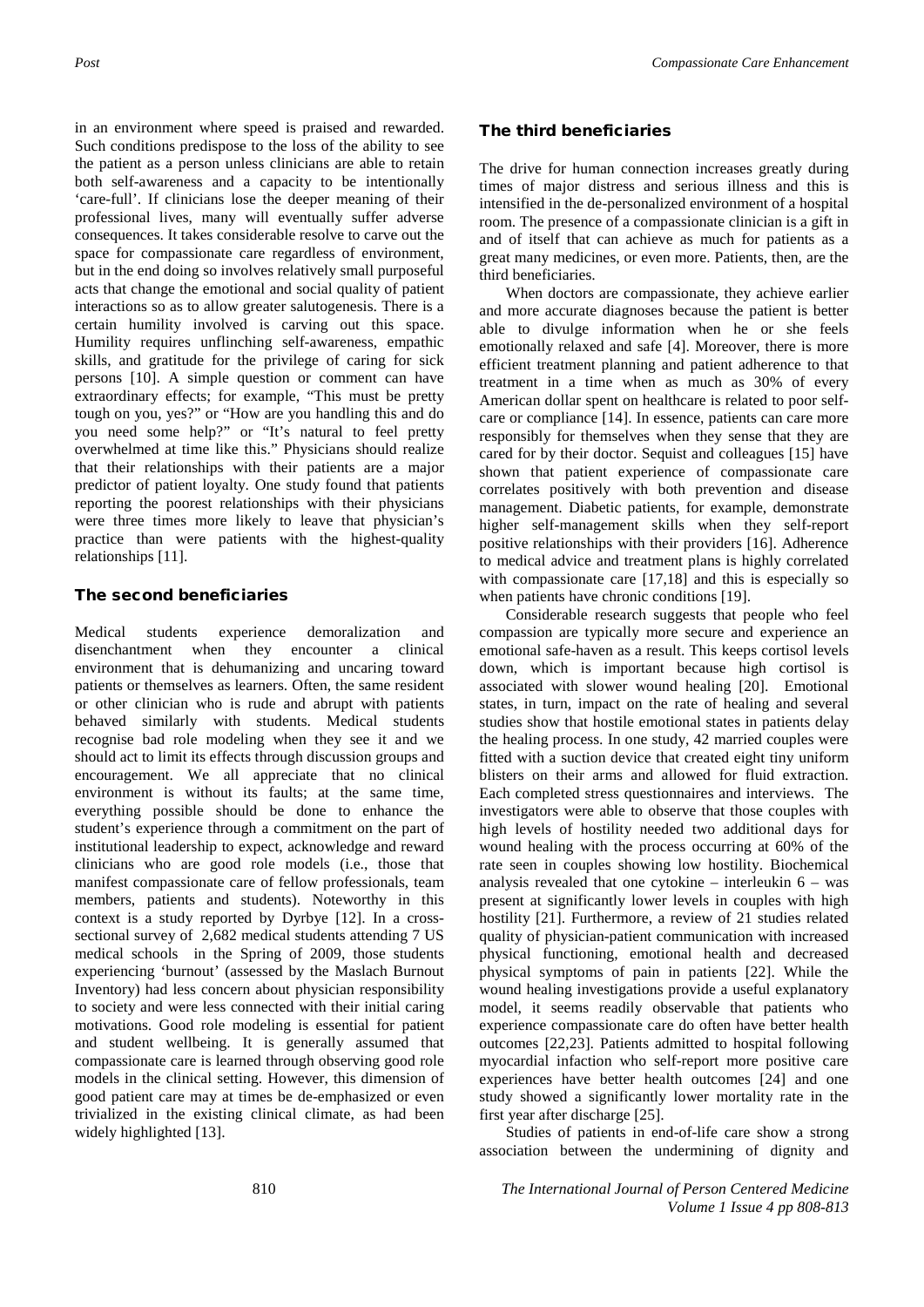in an environment where speed is praised and rewarded. Such conditions predispose to the loss of the ability to see the patient as a person unless clinicians are able to retain both self-awareness and a capacity to be intentionally 'care-full'. If clinicians lose the deeper meaning of their professional lives, many will eventually suffer adverse consequences. It takes considerable resolve to carve out the space for compassionate care regardless of environment, but in the end doing so involves relatively small purposeful acts that change the emotional and social quality of patient interactions so as to allow greater salutogenesis. There is a certain humility involved is carving out this space. Humility requires unflinching self-awareness, empathic skills, and gratitude for the privilege of caring for sick persons [10]. A simple question or comment can have extraordinary effects; for example, "This must be pretty tough on you, yes?" or "How are you handling this and do you need some help?" or "It's natural to feel pretty overwhelmed at time like this." Physicians should realize that their relationships with their patients are a major predictor of patient loyalty. One study found that patients reporting the poorest relationships with their physicians were three times more likely to leave that physician's practice than were patients with the highest-quality relationships [11].

## The second beneficiaries

Medical students experience demoralization and disenchantment when they encounter a clinical environment that is dehumanizing and uncaring toward patients or themselves as learners. Often, the same resident or other clinician who is rude and abrupt with patients behaved similarly with students. Medical students recognise bad role modeling when they see it and we should act to limit its effects through discussion groups and encouragement. We all appreciate that no clinical environment is without its faults; at the same time, everything possible should be done to enhance the student's experience through a commitment on the part of institutional leadership to expect, acknowledge and reward clinicians who are good role models (i.e., those that manifest compassionate care of fellow professionals, team members, patients and students). Noteworthy in this context is a study reported by Dyrbye [12]. In a cross-sectional survey of 2,682 medical students attending 7 US medical schools in the Spring of 2009, those students experiencing 'burnout' (assessed by the Maslach Burnout Inventory) had less concern about physician responsibility to society and were less connected with their initial caring motivations. Good role modeling is essential for patient and student wellbeing. It is generally assumed that compassionate care is learned through observing good role models in the clinical setting. However, this dimension of good patient care may at times be de-emphasized or even trivialized in the existing clinical climate, as had been widely highlighted [13].

## The third beneficiaries

The drive for human connection increases greatly during times of major distress and serious illness and this is intensified in the de-personalized environment of a hospital room. The presence of a compassionate clinician is a gift in and of itself that can achieve as much for patients as a great many medicines, or even more. Patients, then, are the third beneficiaries.

When doctors are compassionate, they achieve earlier and more accurate diagnoses because the patient is better able to divulge information when he or she feels emotionally relaxed and safe [4]. Moreover, there is more efficient treatment planning and patient adherence to that treatment in a time when as much as 30% of every American dollar spent on healthcare is related to poor self-care or compliance [14]. In essence, patients can care more responsibly for themselves when they sense that they are cared for by their doctor. Sequist and colleagues [15] have shown that patient experience of compassionate care correlates positively with both prevention and disease management. Diabetic patients, for example, demonstrate higher self-management skills when they self-report positive relationships with their providers [16]. Adherence to medical advice and treatment plans is highly correlated with compassionate care [17,18] and this is especially so when patients have chronic conditions [19].

Considerable research suggests that people who feel compassion are typically more secure and experience an emotional safe-haven as a result. This keeps cortisol levels down, which is important because high cortisol is associated with slower wound healing [20]. Emotional states, in turn, impact on the rate of healing and several studies show that hostile emotional states in patients delay the healing process. In one study, 42 married couples were fitted with a suction device that created eight tiny uniform blisters on their arms and allowed for fluid extraction. Each completed stress questionnaires and interviews. The investigators were able to observe that those couples with high levels of hostility needed two additional days for wound healing with the process occurring at 60% of the rate seen in couples showing low hostility. Biochemical analysis revealed that one cytokine – interleukin 6 – was present at significantly lower levels in couples with high hostility [21]. Furthermore, a review of 21 studies related quality of physician-patient communication with increased physical functioning, emotional health and decreased physical symptoms of pain in patients [22]. While the wound healing investigations provide a useful explanatory model, it seems readily observable that patients who experience compassionate care do often have better health outcomes [22,23]. Patients admitted to hospital following myocardial infaction who self-report more positive care experiences have better health outcomes [24] and one study showed a significantly lower mortality rate in the first year after discharge [25].

Studies of patients in end-of-life care show a strong association between the undermining of dignity and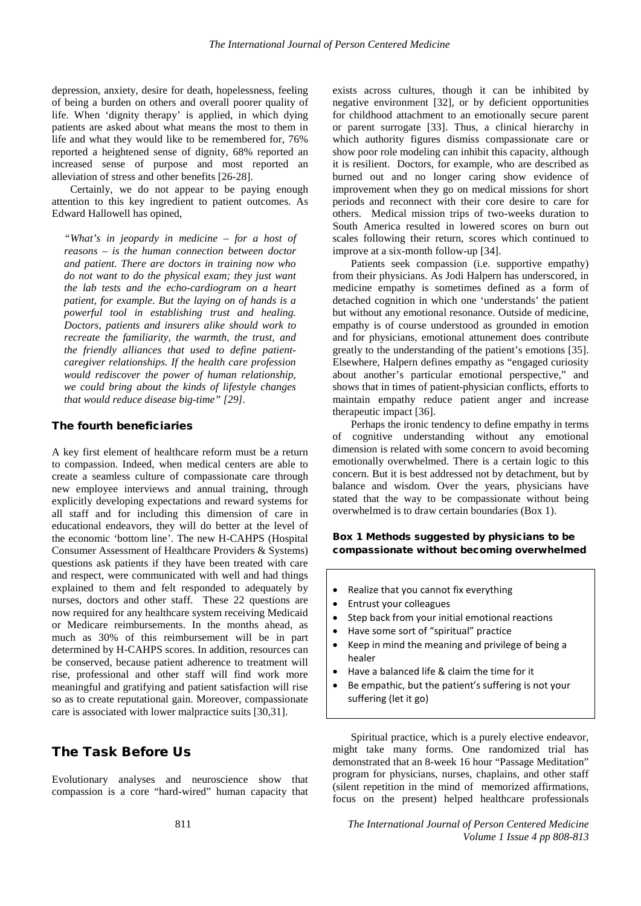depression, anxiety, desire for death, hopelessness, feeling of being a burden on others and overall poorer quality of life. When 'dignity therapy' is applied, in which dying patients are asked about what means the most to them in life and what they would like to be remembered for, 76% reported a heightened sense of dignity, 68% reported an increased sense of purpose and most reported an alleviation of stress and other benefits [26-28].

Certainly, we do not appear to be paying enough attention to this key ingredient to patient outcomes. As Edward Hallowell has opined,

> *"What's in jeopardy in medicine – for a host of reasons – is the human connection between doctor and patient. There are doctors in training now who do not want to do the physical exam; they just want the lab tests and the echo-cardiogram on a heart patient, for example. But the laying on of hands is a powerful tool in establishing trust and healing. Doctors, patients and insurers alike should work to recreate the familiarity, the warmth, the trust, and the friendly alliances that used to define patient-caregiver relationships. If the health care profession would rediscover the power of human relationship, we could bring about the kinds of lifestyle changes that would reduce disease big-time" [29].*

### The fourth beneficiaries

A key first element of healthcare reform must be a return to compassion. Indeed, when medical centers are able to create a seamless culture of compassionate care through new employee interviews and annual training, through explicitly developing expectations and reward systems for all staff and for including this dimension of care in educational endeavors, they will do better at the level of the economic 'bottom line'. The new H-CAHPS (Hospital Consumer Assessment of Healthcare Providers & Systems) questions ask patients if they have been treated with care and respect, were communicated with well and had things explained to them and felt responded to adequately by nurses, doctors and other staff. These 22 questions are now required for any healthcare system receiving Medicaid or Medicare reimbursements. In the months ahead, as much as 30% of this reimbursement will be in part determined by H-CAHPS scores. In addition, resources can be conserved, because patient adherence to treatment will rise, professional and other staff will find work more meaningful and gratifying and patient satisfaction will rise so as to create reputational gain. Moreover, compassionate care is associated with lower malpractice suits [30,31].

## The Task Before Us

Evolutionary analyses and neuroscience show that compassion is a core "hard-wired" human capacity that exists across cultures, though it can be inhibited by negative environment [32], or by deficient opportunities for childhood attachment to an emotionally secure parent or parent surrogate [33]. Thus, a clinical hierarchy in which authority figures dismiss compassionate care or show poor role modeling can inhibit this capacity, although it is resilient. Doctors, for example, who are described as burned out and no longer caring show evidence of improvement when they go on medical missions for short periods and reconnect with their core desire to care for others. Medical mission trips of two-weeks duration to South America resulted in lowered scores on burn out scales following their return, scores which continued to improve at a six-month follow-up [34].

Patients seek compassion (i.e. supportive empathy) from their physicians. As Jodi Halpern has underscored, in medicine empathy is sometimes defined as a form of detached cognition in which one 'understands' the patient but without any emotional resonance. Outside of medicine, empathy is of course understood as grounded in emotion and for physicians, emotional attunement does contribute greatly to the understanding of the patient's emotions [35]. Elsewhere, Halpern defines empathy as "engaged curiosity about another's particular emotional perspective," and shows that in times of patient-physician conflicts, efforts to maintain empathy reduce patient anger and increase therapeutic impact [36].

Perhaps the ironic tendency to define empathy in terms of cognitive understanding without any emotional dimension is related with some concern to avoid becoming emotionally overwhelmed. There is a certain logic to this concern. But it is best addressed not by detachment, but by balance and wisdom. Over the years, physicians have stated that the way to be compassionate without being overwhelmed is to draw certain boundaries (Box 1).

**Box 1 Methods suggested by physicians to be compassionate without becoming overwhelmed**

- Realize that you cannot fix everything
- Entrust your colleagues
- Step back from your initial emotional reactions
- Have some sort of "spiritual" practice
- Keep in mind the meaning and privilege of being a healer
- Have a balanced life & claim the time for it
- Be empathic, but the patient's suffering is not your suffering (let it go)

Spiritual practice, which is a purely elective endeavor, might take many forms. One randomized trial has demonstrated that an 8-week 16 hour "Passage Meditation" program for physicians, nurses, chaplains, and other staff (silent repetition in the mind of memorized affirmations, focus on the present) helped healthcare professionals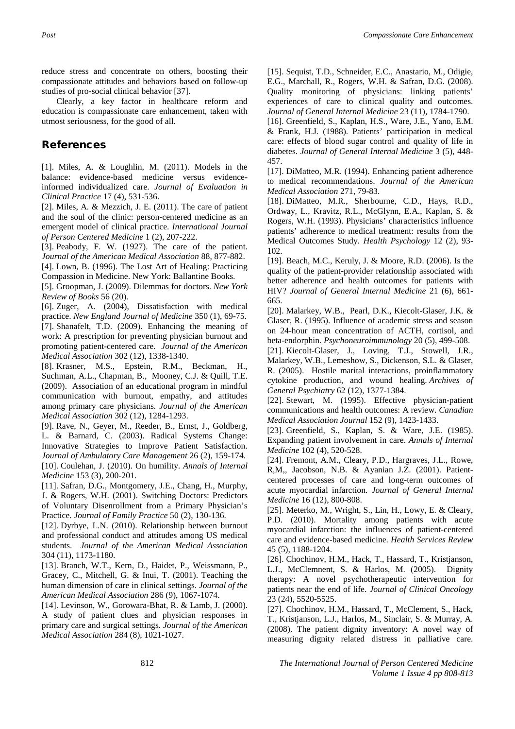reduce stress and concentrate on others, boosting their compassionate attitudes and behaviors based on follow-up studies of pro-social clinical behavior [37].

Clearly, a key factor in healthcare reform and education is compassionate care enhancement, taken with utmost seriousness, for the good of all.

## References

[1]. Miles, A. & Loughlin, M. (2011). Models in the balance: evidence-based medicine versus evidence-informed individualized care. *Journal of Evaluation in Clinical Practice* 17 (4), 531-536.

[2]. Miles, A. & Mezzich, J. E. (2011). The care of patient and the soul of the clinic: person-centered medicine as an emergent model of clinical practice. *International Journal of Person Centered Medicine* 1 (2), 207-222.

[3]. Peabody, F. W. (1927). The care of the patient. *Journal of the American Medical Association* 88, 877-882.

[4]. Lown, B. (1996). The Lost Art of Healing: Practicing Compassion in Medicine. New York: Ballantine Books.

[5]. Groopman, J. (2009). Dilemmas for doctors. *New York Review of Books* 56 (20).

[6]. Zuger, A. (2004), Dissatisfaction with medical practice. *New England Journal of Medicine* 350 (1), 69-75.

[7]. Shanafelt, T.D. (2009). Enhancing the meaning of work: A prescription for preventing physician burnout and promoting patient-centered care. *Journal of the American Medical Association* 302 (12), 1338-1340.

[8]. Krasner, M.S., Epstein, R.M., Beckman, H., Suchman, A.L., Chapman, B., Mooney, C.J. & Quill, T.E. (2009). Association of an educational program in mindful communication with burnout, empathy, and attitudes among primary care physicians. *Journal of the American Medical Association* 302 (12), 1284-1293.

[9]. Rave, N., Geyer, M., Reeder, B., Ernst, J., Goldberg, L. & Barnard, C. (2003). Radical Systems Change: Innovative Strategies to Improve Patient Satisfaction. *Journal of Ambulatory Care Management* 26 (2), 159-174.

[10]. Coulehan, J. (2010). On humility. *Annals of Internal Medicine* 153 (3), 200-201.

[11]. Safran, D.G., Montgomery, J.E., Chang, H., Murphy, J. & Rogers, W.H. (2001). Switching Doctors: Predictors of Voluntary Disenrollment from a Primary Physician's Practice. *Journal of Family Practice* 50 (2), 130-136.

[12]. Dyrbye, L.N. (2010). Relationship between burnout and professional conduct and attitudes among US medical students. *Journal of the American Medical Association* 304 (11), 1173-1180.

[13]. Branch, W.T., Kern, D., Haidet, P., Weissmann, P., Gracey, C., Mitchell, G. & Inui, T. (2001). Teaching the human dimension of care in clinical settings. *Journal of the American Medical Association* 286 (9), 1067-1074.

[14]. Levinson, W., Gorowara-Bhat, R. & Lamb, J. (2000). A study of patient clues and physician responses in primary care and surgical settings. *Journal of the American Medical Association* 284 (8), 1021-1027.

[15]. Sequist, T.D., Schneider, E.C., Anastario, M., Odigie, E.G., Marchall, R., Rogers, W.H. & Safran, D.G. (2008). Quality monitoring of physicians: linking patients' experiences of care to clinical quality and outcomes. *Journal of General Internal Medicine* 23 (11), 1784-1790.

[16]. Greenfield, S., Kaplan, H.S., Ware, J.E., Yano, E.M. & Frank, H.J. (1988). Patients' participation in medical care: effects of blood sugar control and quality of life in diabetes. *Journal of General Internal Medicine* 3 (5), 448-457.

[17]. DiMatteo, M.R. (1994). Enhancing patient adherence to medical recommendations. *Journal of the American Medical Association* 271, 79-83.

[18]. DiMatteo, M.R., Sherbourne, C.D., Hays, R.D., Ordway, L., Kravitz, R.L., McGlynn, E.A., Kaplan, S. & Rogers, W.H. (1993). Physicians' characteristics influence patients' adherence to medical treatment: results from the Medical Outcomes Study. *Health Psychology* 12 (2), 93-102.

[19]. Beach, M.C., Keruly, J. & Moore, R.D. (2006). Is the quality of the patient-provider relationship associated with better adherence and health outcomes for patients with HIV? *Journal of General Internal Medicine* 21 (6), 661-665.

[20]. Malarkey, W.B., Pearl, D.K., Kiecolt-Glaser, J.K. & Glaser, R. (1995). Influence of academic stress and season on 24-hour mean concentration of ACTH, cortisol, and beta-endorphin. *Psychoneuroimmunology* 20 (5), 499-508.

[21]. Kiecolt-Glaser, J., Loving, T.J., Stowell, J.R., Malarkey, W.B., Lemeshow, S., Dickenson, S.L. & Glaser, R. (2005). Hostile marital interactions, proinflammatory cytokine production, and wound healing. *Archives of General Psychiatry* 62 (12), 1377-1384.

[22]. Stewart, M. (1995). Effective physician-patient communications and health outcomes: A review. *Canadian Medical Association Journal* 152 (9), 1423-1433.

[23]. Greenfield, S., Kaplan, S. & Ware, J.E. (1985). Expanding patient involvement in care. *Annals of Internal Medicine* 102 (4), 520-528.

[24]. Fremont, A.M., Cleary, P.D., Hargraves, J.L., Rowe, R,M,, Jacobson, N.B. & Ayanian J.Z. (2001). Patient-centered processes of care and long-term outcomes of acute myocardial infarction. *Journal of General Internal Medicine* 16 (12), 800-808.

[25]. Meterko, M., Wright, S., Lin, H., Lowy, E. & Cleary, P.D. (2010). Mortality among patients with acute myocardial infarction: the influences of patient-centered care and evidence-based medicine. *Health Services Review* 45 (5), 1188-1204.

[26]. Chochinov, H.M., Hack, T., Hassard, T., Kristjanson, L.J., McClemnent, S. & Harlos, M. (2005). Dignity therapy: A novel psychotherapeutic intervention for patients near the end of life. *Journal of Clinical Oncology* 23 (24), 5520-5525.

[27]. Chochinov, H.M., Hassard, T., McClement, S., Hack, T., Kristjanson, L.J., Harlos, M., Sinclair, S. & Murray, A. (2008). The patient dignity inventory: A novel way of measuring dignity related distress in palliative care.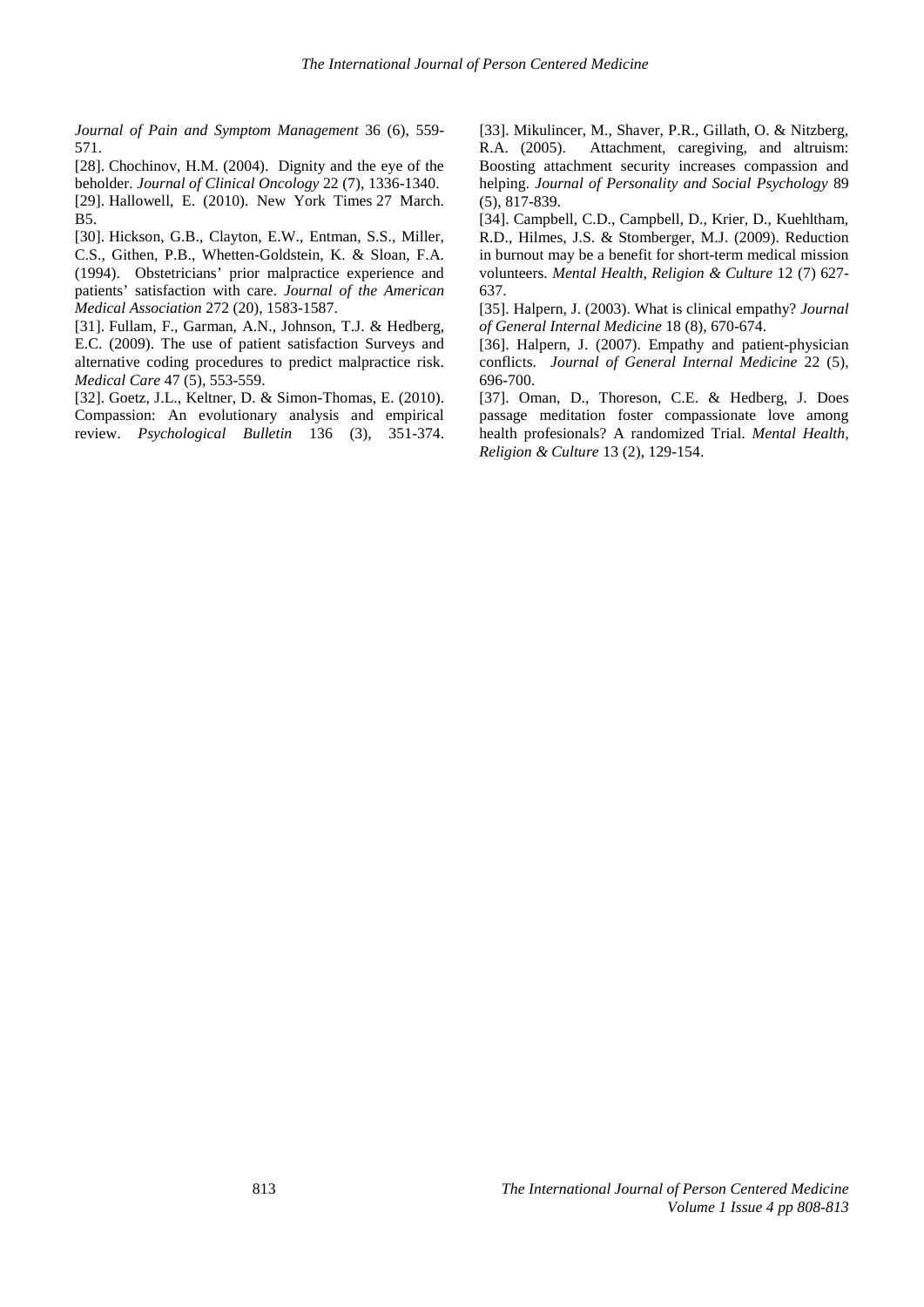*Journal of Pain and Symptom Management* 36 (6), 559-571.

[28]. Chochinov, H.M. (2004). Dignity and the eye of the beholder. *Journal of Clinical Oncology* 22 (7), 1336-1340.

[29]. Hallowell, E. (2010). New York Times 27 March. B5.

[30]. Hickson, G.B., Clayton, E.W., Entman, S.S., Miller, C.S., Githen, P.B., Whetten-Goldstein, K. & Sloan, F.A. (1994). Obstetricians' prior malpractice experience and patients' satisfaction with care. *Journal of the American Medical Association* 272 (20), 1583-1587.

[31]. Fullam, F., Garman, A.N., Johnson, T.J. & Hedberg, E.C. (2009). The use of patient satisfaction Surveys and alternative coding procedures to predict malpractice risk. *Medical Care* 47 (5), 553-559.

[32]. Goetz, J.L., Keltner, D. & Simon-Thomas, E. (2010). Compassion: An evolutionary analysis and empirical review. *Psychological Bulletin* 136 (3), 351-374.

[33]. Mikulincer, M., Shaver, P.R., Gillath, O. & Nitzberg, R.A. (2005). Attachment, caregiving, and altruism: Boosting attachment security increases compassion and helping. *Journal of Personality and Social Psychology* 89 (5), 817-839.

[34]. Campbell, C.D., Campbell, D., Krier, D., Kuehltham, R.D., Hilmes, J.S. & Stomberger, M.J. (2009). Reduction in burnout may be a benefit for short-term medical mission volunteers. *Mental Health, Religion & Culture* 12 (7) 627-637.

[35]. Halpern, J. (2003). What is clinical empathy? *Journal of General Internal Medicine* 18 (8), 670-674.

[36]. Halpern, J. (2007). Empathy and patient-physician conflicts. *Journal of General Internal Medicine* 22 (5), 696-700.

[37]. Oman, D., Thoreson, C.E. & Hedberg, J. Does passage meditation foster compassionate love among health profesionals? A randomized Trial. *Mental Health, Religion & Culture* 13 (2), 129-154.